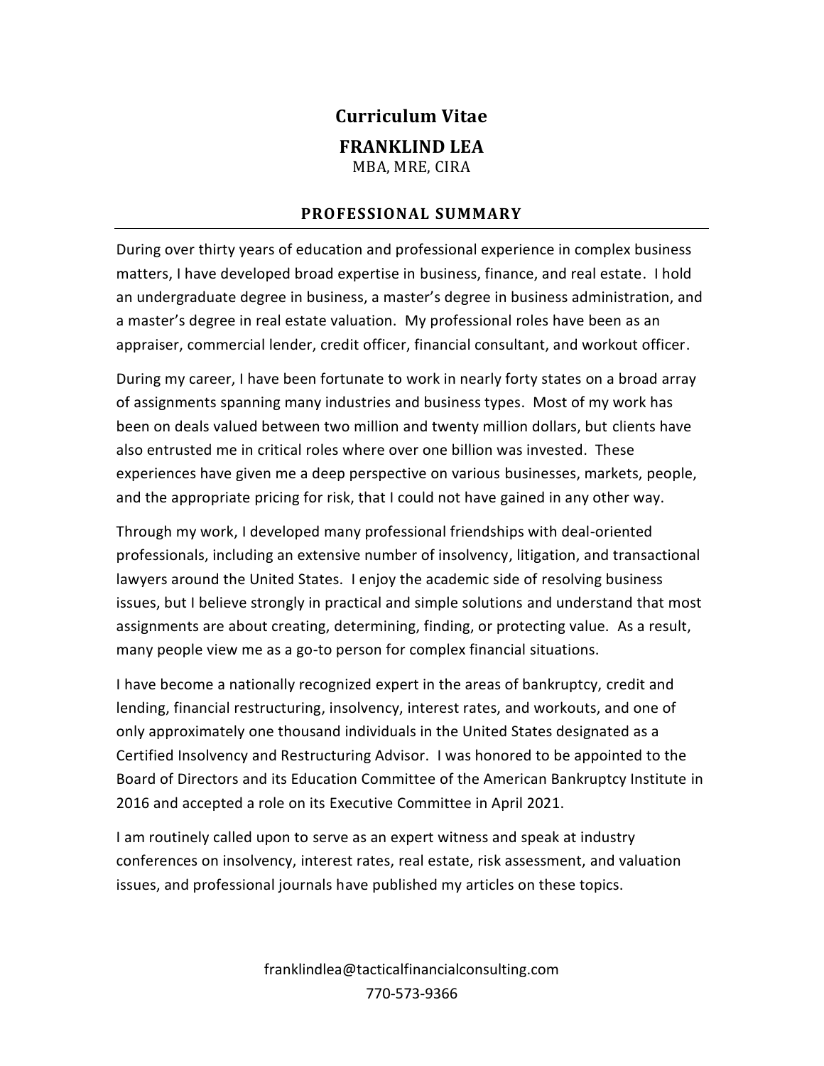# Curriculum Vitae

## FRANKLIND LEA

MBA, MRE, CIRA

### PROFESSIONAL SUMMARY

During over thirty years of education and professional experience in complex business matters, I have developed broad expertise in business, finance, and real estate. I hold an undergraduate degree in business, a master's degree in business administration, and a master's degree in real estate valuation. My professional roles have been as an appraiser, commercial lender, credit officer, financial consultant, and workout officer.

During my career, I have been fortunate to work in nearly forty states on a broad array of assignments spanning many industries and business types. Most of my work has been on deals valued between two million and twenty million dollars, but clients have also entrusted me in critical roles where over one billion was invested. These experiences have given me a deep perspective on various businesses, markets, people, and the appropriate pricing for risk, that I could not have gained in any other way.

Through my work, I developed many professional friendships with deal-oriented professionals, including an extensive number of insolvency, litigation, and transactional lawyers around the United States. I enjoy the academic side of resolving business issues, but I believe strongly in practical and simple solutions and understand that most assignments are about creating, determining, finding, or protecting value. As a result, many people view me as a go-to person for complex financial situations.

I have become a nationally recognized expert in the areas of bankruptcy, credit and lending, financial restructuring, insolvency, interest rates, and workouts, and one of only approximately one thousand individuals in the United States designated as a Certified Insolvency and Restructuring Advisor. I was honored to be appointed to the Board of Directors and its Education Committee of the American Bankruptcy Institute in 2016 and accepted a role on its Executive Committee in April 2021.

I am routinely called upon to serve as an expert witness and speak at industry conferences on insolvency, interest rates, real estate, risk assessment, and valuation issues, and professional journals have published my articles on these topics.

franklindlea@tacticalfinancialconsulting.com
770-573-9366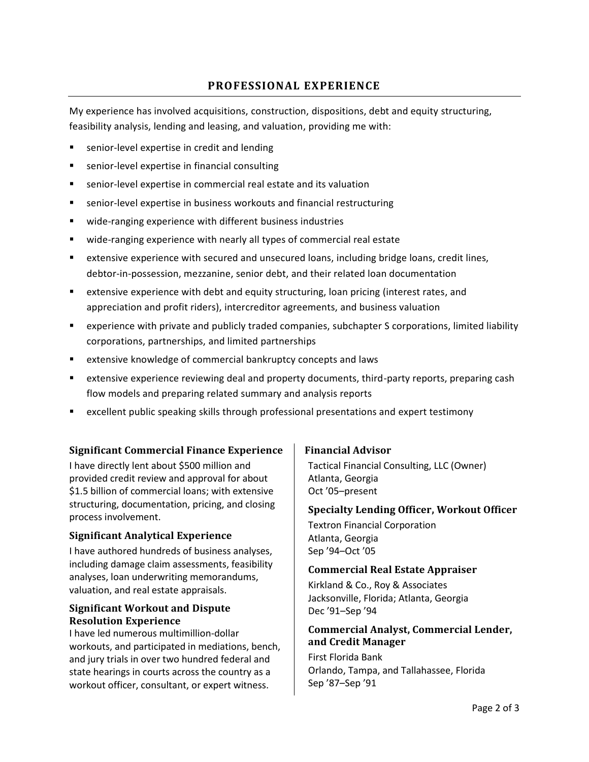## PROFESSIONAL EXPERIENCE

My experience has involved acquisitions, construction, dispositions, debt and equity structuring, feasibility analysis, lending and leasing, and valuation, providing me with:

- senior-level expertise in credit and lending
- senior-level expertise in financial consulting
- senior-level expertise in commercial real estate and its valuation
- senior-level expertise in business workouts and financial restructuring
- wide-ranging experience with different business industries
- wide-ranging experience with nearly all types of commercial real estate
- extensive experience with secured and unsecured loans, including bridge loans, credit lines, debtor-in-possession, mezzanine, senior debt, and their related loan documentation
- extensive experience with debt and equity structuring, loan pricing (interest rates, and appreciation and profit riders), intercreditor agreements, and business valuation
- experience with private and publicly traded companies, subchapter S corporations, limited liability corporations, partnerships, and limited partnerships
- extensive knowledge of commercial bankruptcy concepts and laws
- extensive experience reviewing deal and property documents, third-party reports, preparing cash flow models and preparing related summary and analysis reports
- excellent public speaking skills through professional presentations and expert testimony

### Significant Commercial Finance Experience

I have directly lent about $500 million and provided credit review and approval for about $1.5 billion of commercial loans; with extensive structuring, documentation, pricing, and closing process involvement.

### Significant Analytical Experience

I have authored hundreds of business analyses, including damage claim assessments, feasibility analyses, loan underwriting memorandums, valuation, and real estate appraisals.

### Significant Workout and Dispute Resolution Experience

I have led numerous multimillion-dollar workouts, and participated in mediations, bench, and jury trials in over two hundred federal and state hearings in courts across the country as a workout officer, consultant, or expert witness.

### Financial Advisor

Tactical Financial Consulting, LLC (Owner)
Atlanta, Georgia
Oct ’05–present

### Specialty Lending Officer, Workout Officer

Textron Financial Corporation
Atlanta, Georgia
Sep ’94–Oct ’05

### Commercial Real Estate Appraiser

Kirkland & Co., Roy & Associates
Jacksonville, Florida; Atlanta, Georgia
Dec ’91–Sep ’94

### Commercial Analyst, Commercial Lender, and Credit Manager

First Florida Bank
Orlando, Tampa, and Tallahassee, Florida
Sep ’87–Sep ’91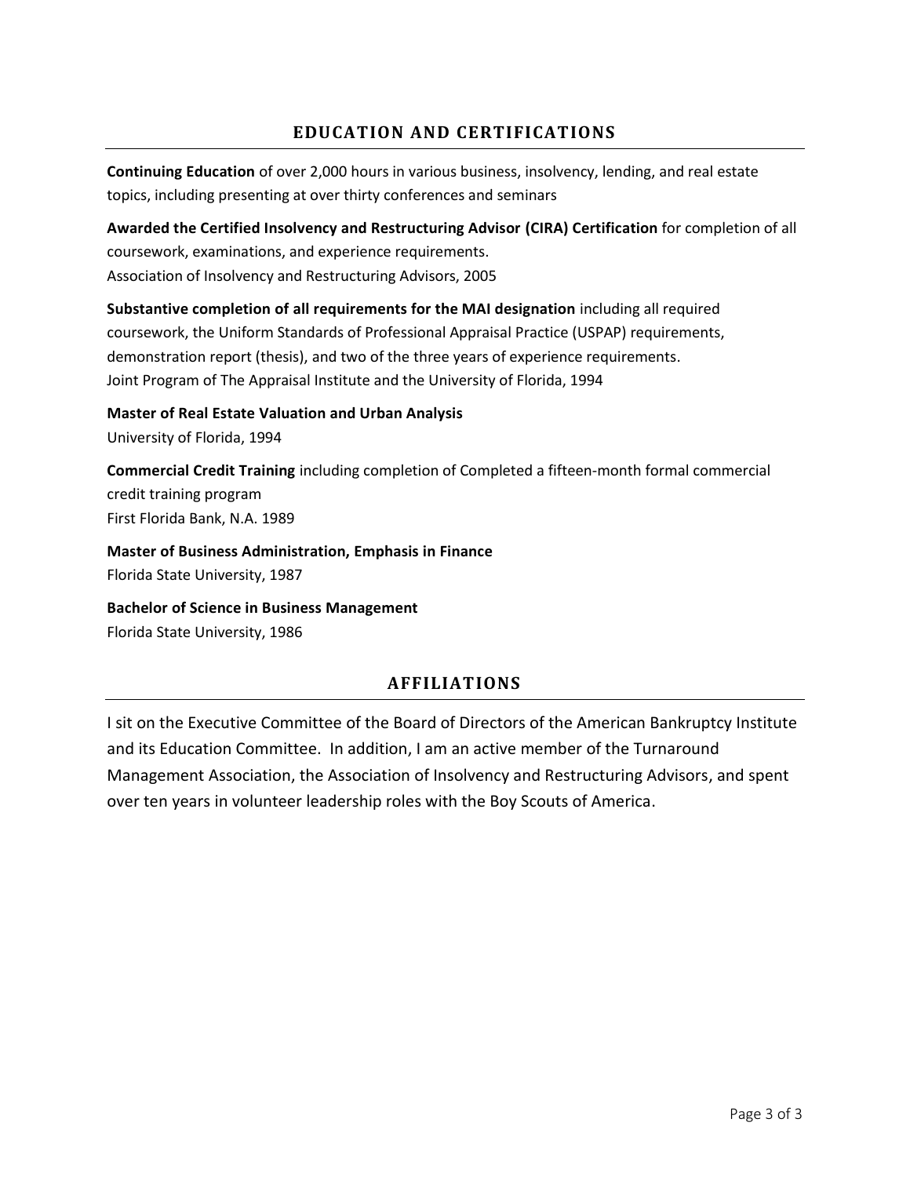## EDUCATION AND CERTIFICATIONS

**Continuing Education** of over 2,000 hours in various business, insolvency, lending, and real estate topics, including presenting at over thirty conferences and seminars

**Awarded the Certified Insolvency and Restructuring Advisor (CIRA) Certification** for completion of all coursework, examinations, and experience requirements.
Association of Insolvency and Restructuring Advisors, 2005

**Substantive completion of all requirements for the MAI designation** including all required coursework, the Uniform Standards of Professional Appraisal Practice (USPAP) requirements, demonstration report (thesis), and two of the three years of experience requirements.
Joint Program of The Appraisal Institute and the University of Florida, 1994

**Master of Real Estate Valuation and Urban Analysis**
University of Florida, 1994

**Commercial Credit Training** including completion of Completed a fifteen-month formal commercial credit training program
First Florida Bank, N.A. 1989

**Master of Business Administration, Emphasis in Finance**
Florida State University, 1987

**Bachelor of Science in Business Management**
Florida State University, 1986

## AFFILIATIONS

I sit on the Executive Committee of the Board of Directors of the American Bankruptcy Institute and its Education Committee. In addition, I am an active member of the Turnaround Management Association, the Association of Insolvency and Restructuring Advisors, and spent over ten years in volunteer leadership roles with the Boy Scouts of America.